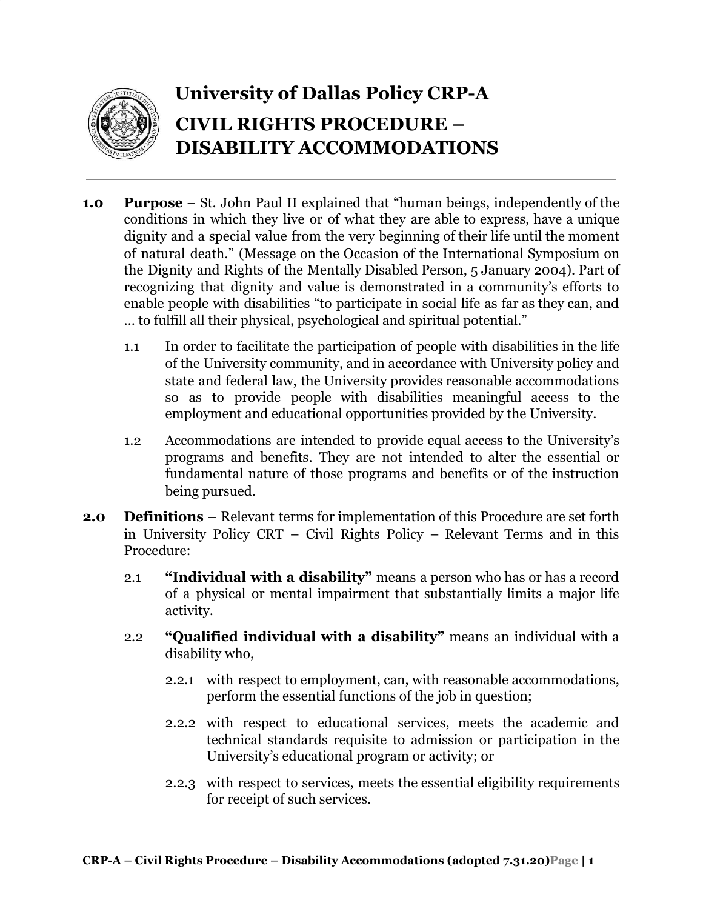# University of Dallas Policy CRP-A

# CIVIL RIGHTS PROCEDURE – DISABILITY ACCOMMODATIONS

---

**1.0 Purpose** – St. John Paul II explained that "human beings, independently of the conditions in which they live or of what they are able to express, have a unique dignity and a special value from the very beginning of their life until the moment of natural death." (Message on the Occasion of the International Symposium on the Dignity and Rights of the Mentally Disabled Person, 5 January 2004). Part of recognizing that dignity and value is demonstrated in a community's efforts to enable people with disabilities "to participate in social life as far as they can, and … to fulfill all their physical, psychological and spiritual potential."

1.1 In order to facilitate the participation of people with disabilities in the life of the University community, and in accordance with University policy and state and federal law, the University provides reasonable accommodations so as to provide people with disabilities meaningful access to the employment and educational opportunities provided by the University.

1.2 Accommodations are intended to provide equal access to the University's programs and benefits. They are not intended to alter the essential or fundamental nature of those programs and benefits or of the instruction being pursued.

**2.0 Definitions** – Relevant terms for implementation of this Procedure are set forth in University Policy CRT – Civil Rights Policy – Relevant Terms and in this Procedure:

2.1 **"Individual with a disability"** means a person who has or has a record of a physical or mental impairment that substantially limits a major life activity.

2.2 **"Qualified individual with a disability"** means an individual with a disability who,

2.2.1 with respect to employment, can, with reasonable accommodations, perform the essential functions of the job in question;

2.2.2 with respect to educational services, meets the academic and technical standards requisite to admission or participation in the University's educational program or activity; or

2.2.3 with respect to services, meets the essential eligibility requirements for receipt of such services.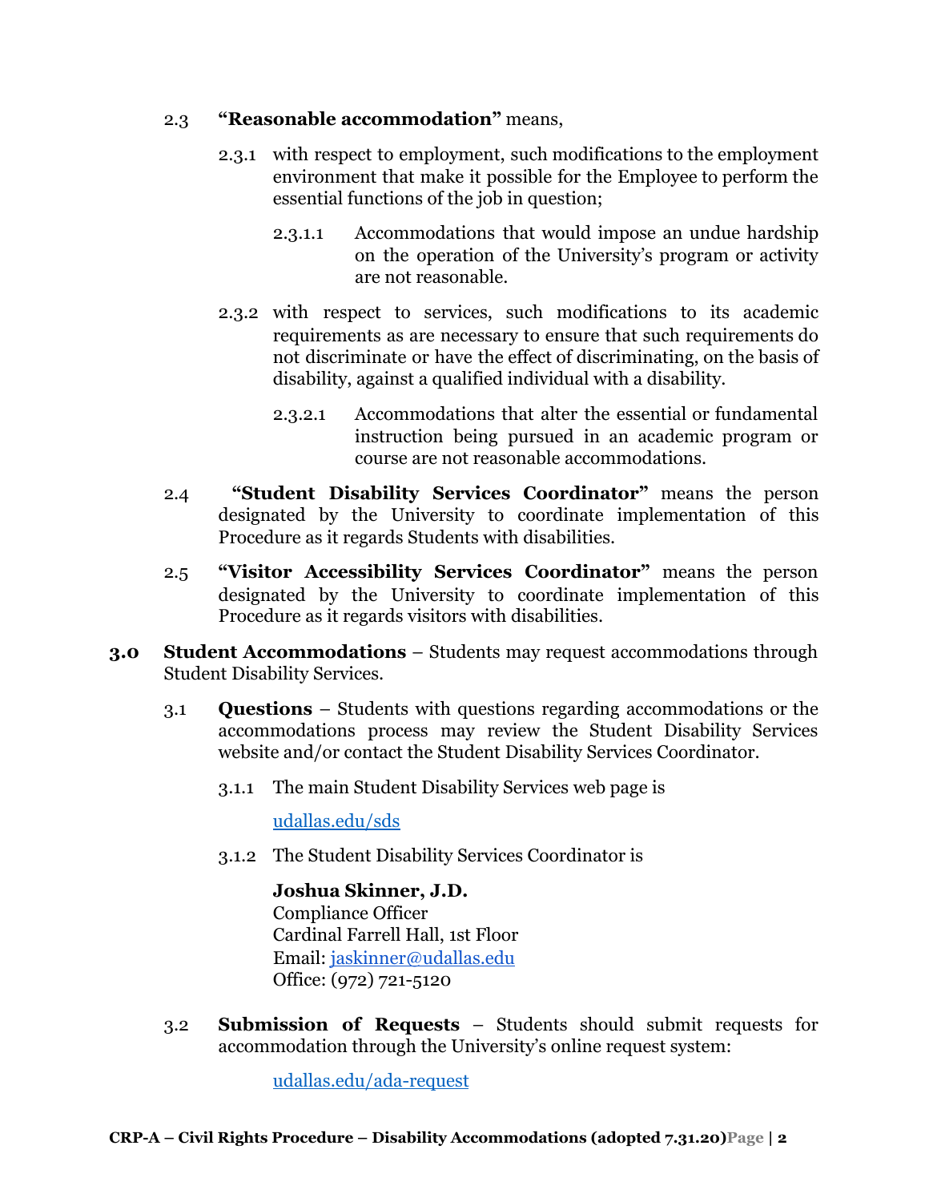2.3 **"Reasonable accommodation"** means,

2.3.1 with respect to employment, such modifications to the employment environment that make it possible for the Employee to perform the essential functions of the job in question;

2.3.1.1 Accommodations that would impose an undue hardship on the operation of the University's program or activity are not reasonable.

2.3.2 with respect to services, such modifications to its academic requirements as are necessary to ensure that such requirements do not discriminate or have the effect of discriminating, on the basis of disability, against a qualified individual with a disability.

2.3.2.1 Accommodations that alter the essential or fundamental instruction being pursued in an academic program or course are not reasonable accommodations.

2.4 **"Student Disability Services Coordinator"** means the person designated by the University to coordinate implementation of this Procedure as it regards Students with disabilities.

2.5 **"Visitor Accessibility Services Coordinator"** means the person designated by the University to coordinate implementation of this Procedure as it regards visitors with disabilities.

**3.0 Student Accommodations** – Students may request accommodations through Student Disability Services.

3.1 **Questions** – Students with questions regarding accommodations or the accommodations process may review the Student Disability Services website and/or contact the Student Disability Services Coordinator.

3.1.1 The main Student Disability Services web page is

[udallas.edu/sds](udallas.edu/sds)

3.1.2 The Student Disability Services Coordinator is

**Joshua Skinner, J.D.**
Compliance Officer
Cardinal Farrell Hall, 1st Floor
Email: [jaskinner@udallas.edu](mailto:jaskinner@udallas.edu)
Office: (972) 721-5120

3.2 **Submission of Requests** – Students should submit requests for accommodation through the University's online request system:

[udallas.edu/ada-request](udallas.edu/ada-request)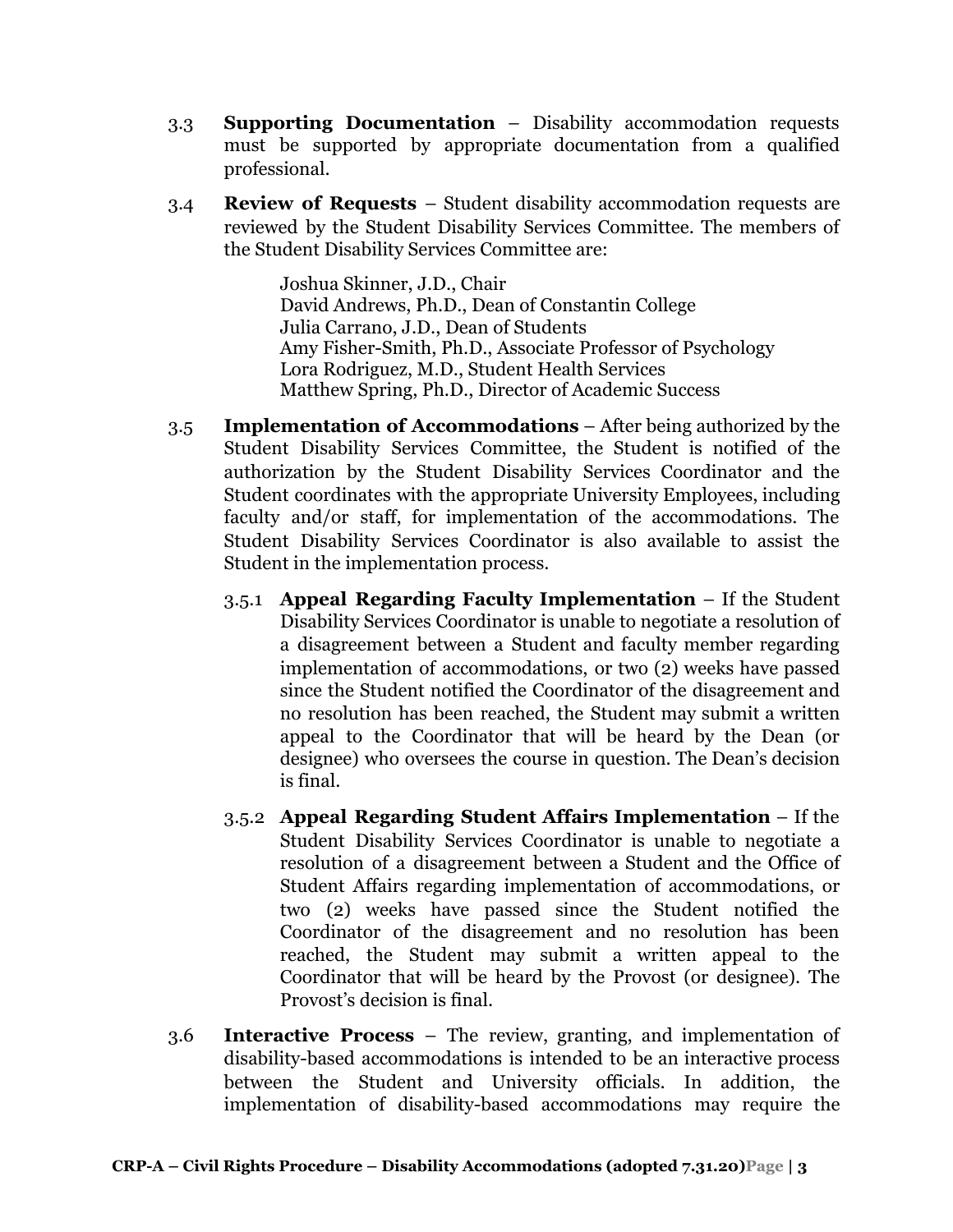3.3 **Supporting Documentation** – Disability accommodation requests must be supported by appropriate documentation from a qualified professional.

3.4 **Review of Requests** – Student disability accommodation requests are reviewed by the Student Disability Services Committee. The members of the Student Disability Services Committee are:

> Joshua Skinner, J.D., Chair
> David Andrews, Ph.D., Dean of Constantin College
> Julia Carrano, J.D., Dean of Students
> Amy Fisher-Smith, Ph.D., Associate Professor of Psychology
> Lora Rodriguez, M.D., Student Health Services
> Matthew Spring, Ph.D., Director of Academic Success

3.5 **Implementation of Accommodations** – After being authorized by the Student Disability Services Committee, the Student is notified of the authorization by the Student Disability Services Coordinator and the Student coordinates with the appropriate University Employees, including faculty and/or staff, for implementation of the accommodations. The Student Disability Services Coordinator is also available to assist the Student in the implementation process.

3.5.1 **Appeal Regarding Faculty Implementation** – If the Student Disability Services Coordinator is unable to negotiate a resolution of a disagreement between a Student and faculty member regarding implementation of accommodations, or two (2) weeks have passed since the Student notified the Coordinator of the disagreement and no resolution has been reached, the Student may submit a written appeal to the Coordinator that will be heard by the Dean (or designee) who oversees the course in question. The Dean's decision is final.

3.5.2 **Appeal Regarding Student Affairs Implementation** – If the Student Disability Services Coordinator is unable to negotiate a resolution of a disagreement between a Student and the Office of Student Affairs regarding implementation of accommodations, or two (2) weeks have passed since the Student notified the Coordinator of the disagreement and no resolution has been reached, the Student may submit a written appeal to the Coordinator that will be heard by the Provost (or designee). The Provost's decision is final.

3.6 **Interactive Process** – The review, granting, and implementation of disability-based accommodations is intended to be an interactive process between the Student and University officials. In addition, the implementation of disability-based accommodations may require the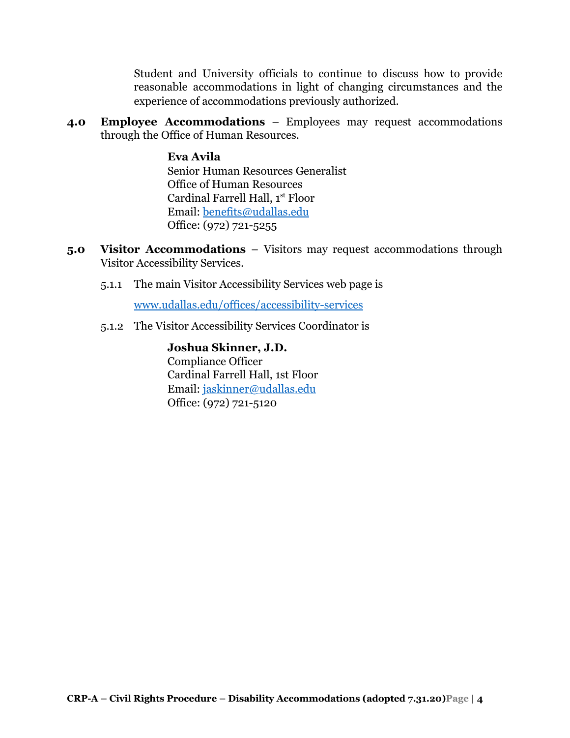Student and University officials to continue to discuss how to provide reasonable accommodations in light of changing circumstances and the experience of accommodations previously authorized.

**4.0 Employee Accommodations** – Employees may request accommodations through the Office of Human Resources.

> **Eva Avila**
> Senior Human Resources Generalist
> Office of Human Resources
> Cardinal Farrell Hall, 1st Floor
> Email: benefits@udallas.edu
> Office: (972) 721-5255

**5.0 Visitor Accommodations** – Visitors may request accommodations through Visitor Accessibility Services.

5.1.1 The main Visitor Accessibility Services web page is

www.udallas.edu/offices/accessibility-services

5.1.2 The Visitor Accessibility Services Coordinator is

> **Joshua Skinner, J.D.**
> Compliance Officer
> Cardinal Farrell Hall, 1st Floor
> Email: jaskinner@udallas.edu
> Office: (972) 721-5120